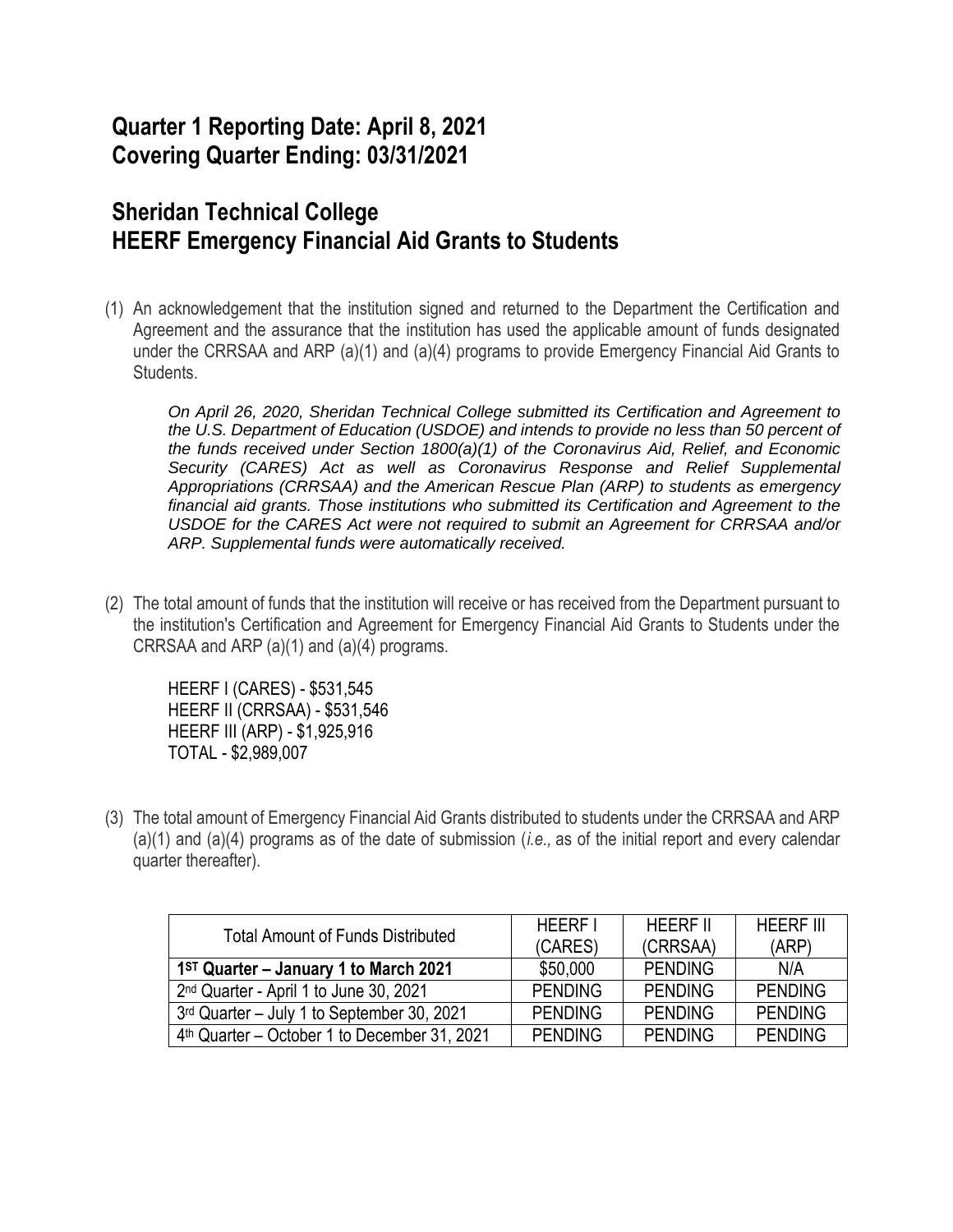## Quarter 1 Reporting Date: April 8, 2021
## Covering Quarter Ending: 03/31/2021

## Sheridan Technical College
## HEERF Emergency Financial Aid Grants to Students

(1) An acknowledgement that the institution signed and returned to the Department the Certification and Agreement and the assurance that the institution has used the applicable amount of funds designated under the CRRSAA and ARP (a)(1) and (a)(4) programs to provide Emergency Financial Aid Grants to Students.

*On April 26, 2020, Sheridan Technical College submitted its Certification and Agreement to the U.S. Department of Education (USDOE) and intends to provide no less than 50 percent of the funds received under Section 1800(a)(1) of the Coronavirus Aid, Relief, and Economic Security (CARES) Act as well as Coronavirus Response and Relief Supplemental Appropriations (CRRSAA) and the American Rescue Plan (ARP) to students as emergency financial aid grants. Those institutions who submitted its Certification and Agreement to the USDOE for the CARES Act were not required to submit an Agreement for CRRSAA and/or ARP. Supplemental funds were automatically received.*

(2) The total amount of funds that the institution will receive or has received from the Department pursuant to the institution's Certification and Agreement for Emergency Financial Aid Grants to Students under the CRRSAA and ARP (a)(1) and (a)(4) programs.

HEERF I (CARES) - $531,545
HEERF II (CRRSAA) - $531,546
HEERF III (ARP) - $1,925,916
TOTAL - $2,989,007

(3) The total amount of Emergency Financial Aid Grants distributed to students under the CRRSAA and ARP (a)(1) and (a)(4) programs as of the date of submission (*i.e.,* as of the initial report and every calendar quarter thereafter).

| Total Amount of Funds Distributed | HEERF I (CARES) | HEERF II (CRRSAA) | HEERF III (ARP) |
|---|---|---|---|
| **1ST Quarter – January 1 to March 2021** | $50,000 | PENDING | N/A |
| 2nd Quarter - April 1 to June 30, 2021 | PENDING | PENDING | PENDING |
| 3rd Quarter – July 1 to September 30, 2021 | PENDING | PENDING | PENDING |
| 4th Quarter – October 1 to December 31, 2021 | PENDING | PENDING | PENDING |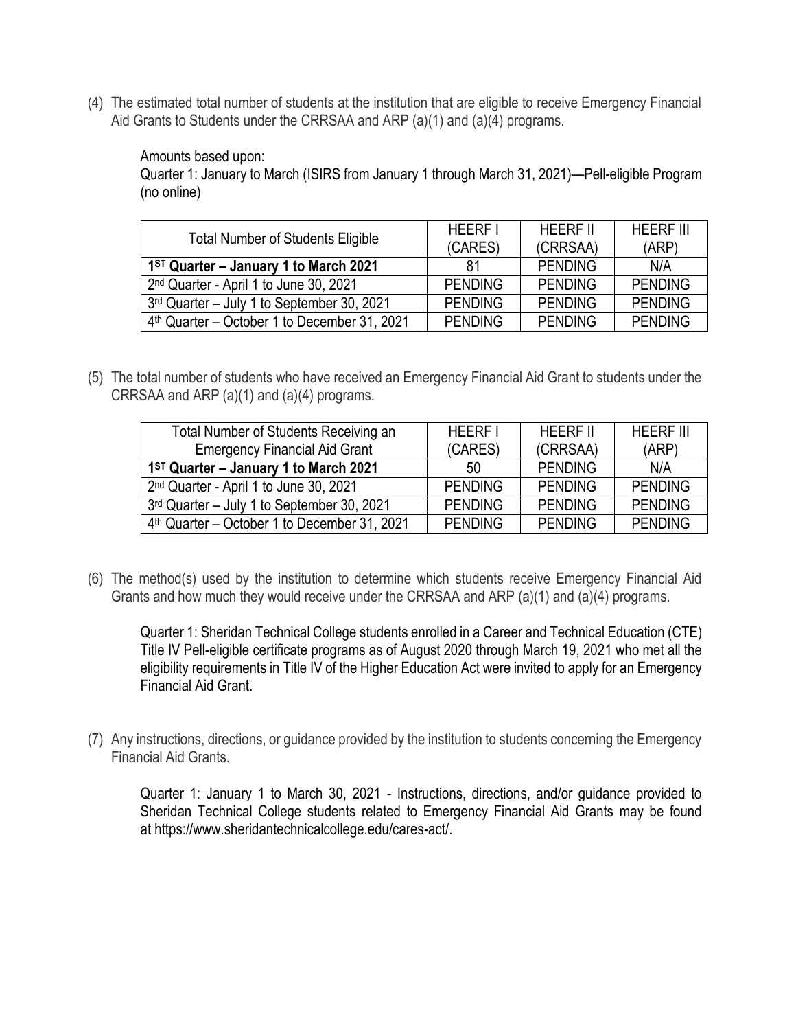(4) The estimated total number of students at the institution that are eligible to receive Emergency Financial Aid Grants to Students under the CRRSAA and ARP (a)(1) and (a)(4) programs.

Amounts based upon:
Quarter 1: January to March (ISIRS from January 1 through March 31, 2021)—Pell-eligible Program (no online)

| Total Number of Students Eligible | HEERF I (CARES) | HEERF II (CRRSAA) | HEERF III (ARP) |
|---|---|---|---|
| **1ST Quarter – January 1 to March 2021** | 81 | PENDING | N/A |
| 2nd Quarter - April 1 to June 30, 2021 | PENDING | PENDING | PENDING |
| 3rd Quarter – July 1 to September 30, 2021 | PENDING | PENDING | PENDING |
| 4th Quarter – October 1 to December 31, 2021 | PENDING | PENDING | PENDING |

(5) The total number of students who have received an Emergency Financial Aid Grant to students under the CRRSAA and ARP (a)(1) and (a)(4) programs.

| Total Number of Students Receiving an Emergency Financial Aid Grant | HEERF I (CARES) | HEERF II (CRRSAA) | HEERF III (ARP) |
|---|---|---|---|
| **1ST Quarter – January 1 to March 2021** | 50 | PENDING | N/A |
| 2nd Quarter - April 1 to June 30, 2021 | PENDING | PENDING | PENDING |
| 3rd Quarter – July 1 to September 30, 2021 | PENDING | PENDING | PENDING |
| 4th Quarter – October 1 to December 31, 2021 | PENDING | PENDING | PENDING |

(6) The method(s) used by the institution to determine which students receive Emergency Financial Aid Grants and how much they would receive under the CRRSAA and ARP (a)(1) and (a)(4) programs.

Quarter 1: Sheridan Technical College students enrolled in a Career and Technical Education (CTE) Title IV Pell-eligible certificate programs as of August 2020 through March 19, 2021 who met all the eligibility requirements in Title IV of the Higher Education Act were invited to apply for an Emergency Financial Aid Grant.

(7) Any instructions, directions, or guidance provided by the institution to students concerning the Emergency Financial Aid Grants.

Quarter 1: January 1 to March 30, 2021 - Instructions, directions, and/or guidance provided to Sheridan Technical College students related to Emergency Financial Aid Grants may be found at https://www.sheridantechnicalcollege.edu/cares-act/.